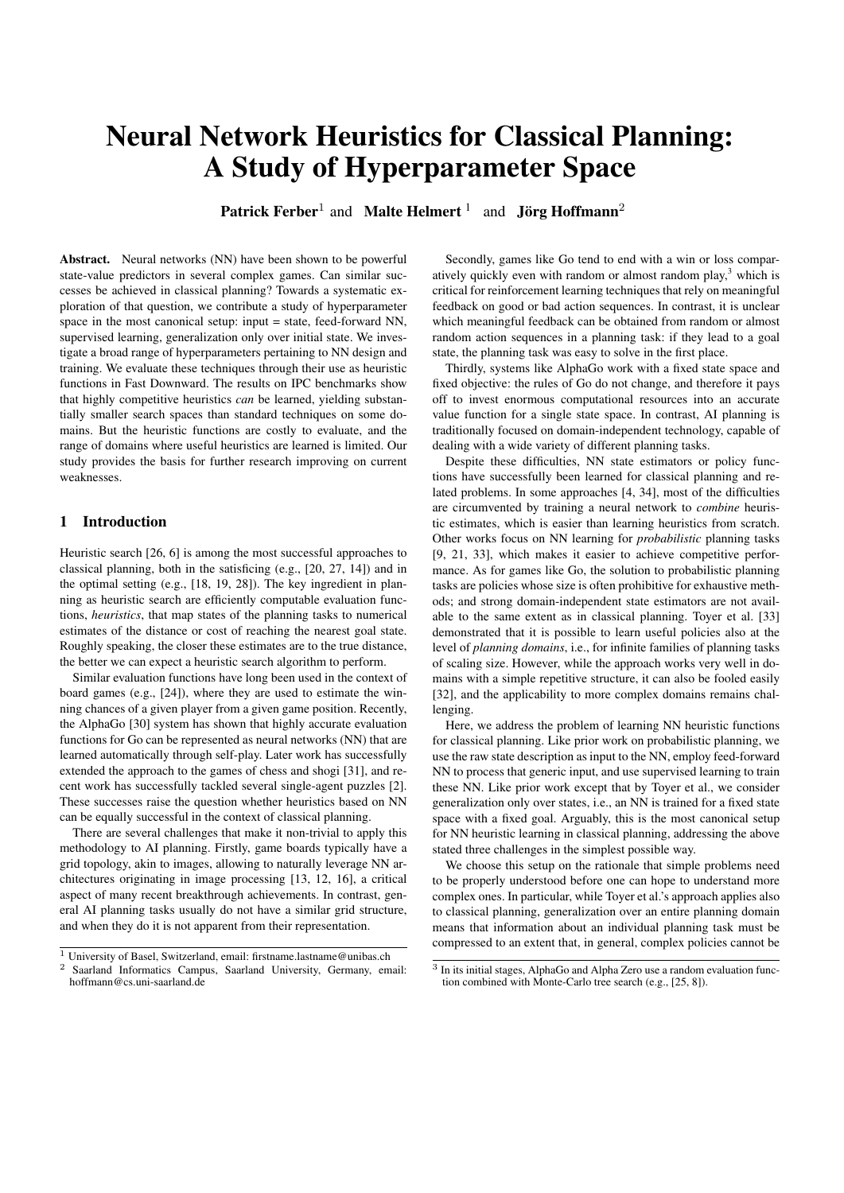# Neural Network Heuristics for Classical Planning: A Study of Hyperparameter Space

**Patrick Ferber**[1] and **Malte Helmert**[1] and **Jörg Hoffmann**[2]

**Abstract.** Neural networks (NN) have been shown to be powerful state-value predictors in several complex games. Can similar successes be achieved in classical planning? Towards a systematic exploration of that question, we contribute a study of hyperparameter space in the most canonical setup: input = state, feed-forward NN, supervised learning, generalization only over initial state. We investigate a broad range of hyperparameters pertaining to NN design and training. We evaluate these techniques through their use as heuristic functions in Fast Downward. The results on IPC benchmarks show that highly competitive heuristics *can* be learned, yielding substantially smaller search spaces than standard techniques on some domains. But the heuristic functions are costly to evaluate, and the range of domains where useful heuristics are learned is limited. Our study provides the basis for further research improving on current weaknesses.

## 1 Introduction

Heuristic search [26, 6] is among the most successful approaches to classical planning, both in the satisficing (e.g., [20, 27, 14]) and in the optimal setting (e.g., [18, 19, 28]). The key ingredient in planning as heuristic search are efficiently computable evaluation functions, *heuristics*, that map states of the planning tasks to numerical estimates of the distance or cost of reaching the nearest goal state. Roughly speaking, the closer these estimates are to the true distance, the better we can expect a heuristic search algorithm to perform.

Similar evaluation functions have long been used in the context of board games (e.g., [24]), where they are used to estimate the winning chances of a given player from a given game position. Recently, the AlphaGo [30] system has shown that highly accurate evaluation functions for Go can be represented as neural networks (NN) that are learned automatically through self-play. Later work has successfully extended the approach to the games of chess and shogi [31], and recent work has successfully tackled several single-agent puzzles [2]. These successes raise the question whether heuristics based on NN can be equally successful in the context of classical planning.

There are several challenges that make it non-trivial to apply this methodology to AI planning. Firstly, game boards typically have a grid topology, akin to images, allowing to naturally leverage NN architectures originating in image processing [13, 12, 16], a critical aspect of many recent breakthrough achievements. In contrast, general AI planning tasks usually do not have a similar grid structure, and when they do it is not apparent from their representation.

Secondly, games like Go tend to end with a win or loss comparatively quickly even with random or almost random play,[3] which is critical for reinforcement learning techniques that rely on meaningful feedback on good or bad action sequences. In contrast, it is unclear which meaningful feedback can be obtained from random or almost random action sequences in a planning task: if they lead to a goal state, the planning task was easy to solve in the first place.

Thirdly, systems like AlphaGo work with a fixed state space and fixed objective: the rules of Go do not change, and therefore it pays off to invest enormous computational resources into an accurate value function for a single state space. In contrast, AI planning is traditionally focused on domain-independent technology, capable of dealing with a wide variety of different planning tasks.

Despite these difficulties, NN state estimators or policy functions have successfully been learned for classical planning and related problems. In some approaches [4, 34], most of the difficulties are circumvented by training a neural network to *combine* heuristic estimates, which is easier than learning heuristics from scratch. Other works focus on NN learning for *probabilistic* planning tasks [9, 21, 33], which makes it easier to achieve competitive performance. As for games like Go, the solution to probabilistic planning tasks are policies whose size is often prohibitive for exhaustive methods; and strong domain-independent state estimators are not available to the same extent as in classical planning. Toyer et al. [33] demonstrated that it is possible to learn useful policies also at the level of *planning domains*, i.e., for infinite families of planning tasks of scaling size. However, while the approach works very well in domains with a simple repetitive structure, it can also be fooled easily [32], and the applicability to more complex domains remains challenging.

Here, we address the problem of learning NN heuristic functions for classical planning. Like prior work on probabilistic planning, we use the raw state description as input to the NN, employ feed-forward NN to process that generic input, and use supervised learning to train these NN. Like prior work except that by Toyer et al., we consider generalization only over states, i.e., an NN is trained for a fixed state space with a fixed goal. Arguably, this is the most canonical setup for NN heuristic learning in classical planning, addressing the above stated three challenges in the simplest possible way.

We choose this setup on the rationale that simple problems need to be properly understood before one can hope to understand more complex ones. In particular, while Toyer et al.'s approach applies also to classical planning, generalization over an entire planning domain means that information about an individual planning task must be compressed to an extent that, in general, complex policies cannot be

---

[1] University of Basel, Switzerland, email: firstname.lastname@unibas.ch

[2] Saarland Informatics Campus, Saarland University, Germany, email: hoffmann@cs.uni-saarland.de

[3] In its initial stages, AlphaGo and Alpha Zero use a random evaluation function combined with Monte-Carlo tree search (e.g., [25, 8]).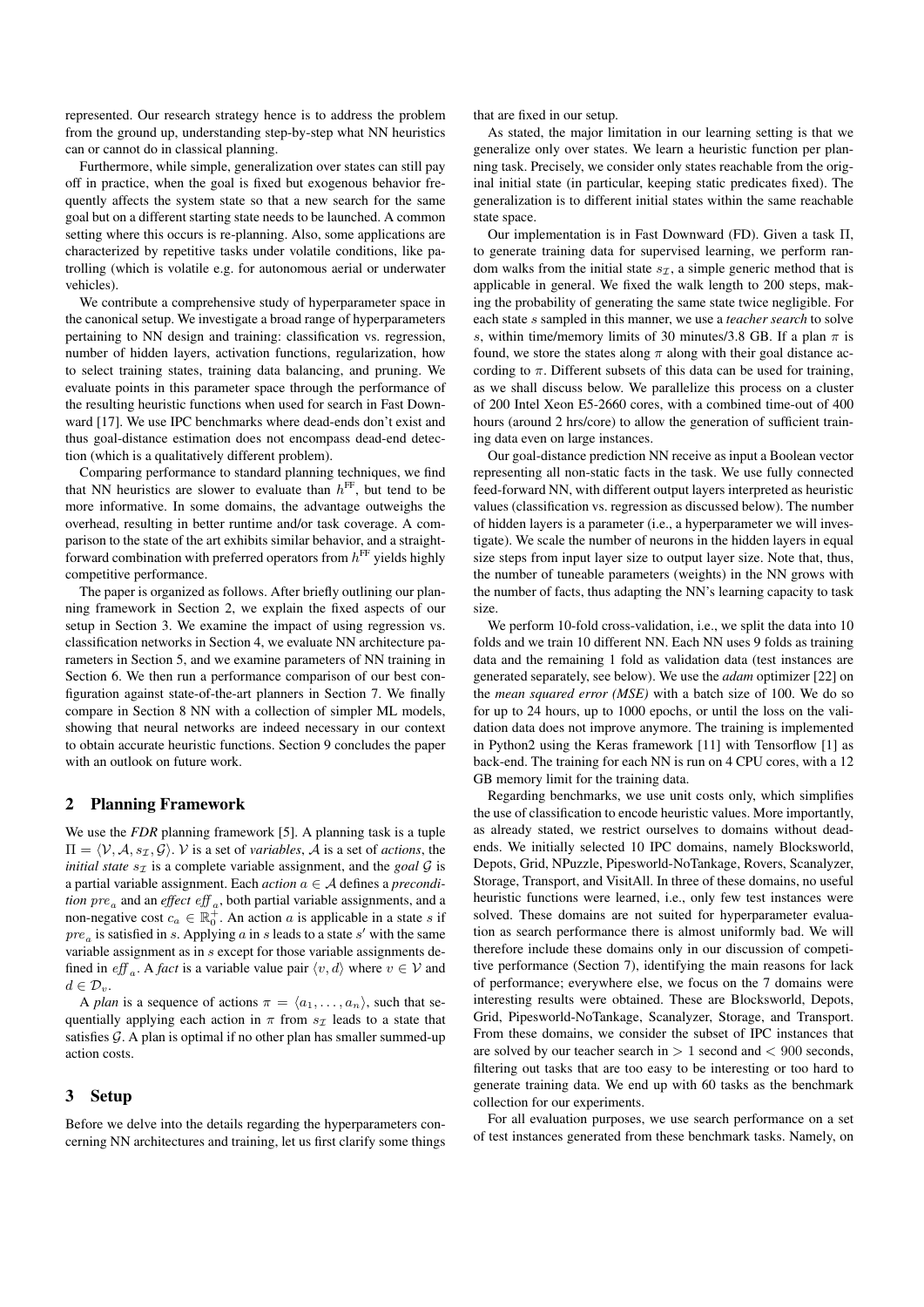represented. Our research strategy hence is to address the problem from the ground up, understanding step-by-step what NN heuristics can or cannot do in classical planning.

Furthermore, while simple, generalization over states can still pay off in practice, when the goal is fixed but exogenous behavior frequently affects the system state so that a new search for the same goal but on a different starting state needs to be launched. A common setting where this occurs is re-planning. Also, some applications are characterized by repetitive tasks under volatile conditions, like patrolling (which is volatile e.g. for autonomous aerial or underwater vehicles).

We contribute a comprehensive study of hyperparameter space in the canonical setup. We investigate a broad range of hyperparameters pertaining to NN design and training: classification vs. regression, number of hidden layers, activation functions, regularization, how to select training states, training data balancing, and pruning. We evaluate points in this parameter space through the performance of the resulting heuristic functions when used for search in Fast Downward [17]. We use IPC benchmarks where dead-ends don't exist and thus goal-distance estimation does not encompass dead-end detection (which is a qualitatively different problem).

Comparing performance to standard planning techniques, we find that NN heuristics are slower to evaluate than $h^{\text{FF}}$, but tend to be more informative. In some domains, the advantage outweighs the overhead, resulting in better runtime and/or task coverage. A comparison to the state of the art exhibits similar behavior, and a straightforward combination with preferred operators from $h^{\text{FF}}$ yields highly competitive performance.

The paper is organized as follows. After briefly outlining our planning framework in Section 2, we explain the fixed aspects of our setup in Section 3. We examine the impact of using regression vs. classification networks in Section 4, we evaluate NN architecture parameters in Section 5, and we examine parameters of NN training in Section 6. We then run a performance comparison of our best configuration against state-of-the-art planners in Section 7. We finally compare in Section 8 NN with a collection of simpler ML models, showing that neural networks are indeed necessary in our context to obtain accurate heuristic functions. Section 9 concludes the paper with an outlook on future work.

## 2 Planning Framework

We use the *FDR* planning framework [5]. A planning task is a tuple $\Pi = \langle \mathcal{V}, \mathcal{A}, s_{\mathcal{I}}, \mathcal{G} \rangle$. $\mathcal{V}$ is a set of *variables*, $\mathcal{A}$ is a set of *actions*, the *initial state* $s_{\mathcal{I}}$ is a complete variable assignment, and the *goal* $\mathcal{G}$ is a partial variable assignment. Each *action* $a \in \mathcal{A}$ defines a *precondition* $pre_a$ and an *effect* $eff_a$, both partial variable assignments, and a non-negative cost $c_a \in \mathbb{R}_0^+$. An action $a$ is applicable in a state $s$ if $pre_a$ is satisfied in $s$. Applying $a$ in $s$ leads to a state $s'$ with the same variable assignment as in $s$ except for those variable assignments defined in $eff_a$. A *fact* is a variable value pair $\langle v, d \rangle$ where $v \in \mathcal{V}$ and $d \in \mathcal{D}_v$.

A *plan* is a sequence of actions $\pi = \langle a_1, \ldots, a_n \rangle$, such that sequentially applying each action in $\pi$ from $s_{\mathcal{I}}$ leads to a state that satisfies $\mathcal{G}$. A plan is optimal if no other plan has smaller summed-up action costs.

## 3 Setup

Before we delve into the details regarding the hyperparameters concerning NN architectures and training, let us first clarify some things that are fixed in our setup.

As stated, the major limitation in our learning setting is that we generalize only over states. We learn a heuristic function per planning task. Precisely, we consider only states reachable from the original initial state (in particular, keeping static predicates fixed). The generalization is to different initial states within the same reachable state space.

Our implementation is in Fast Downward (FD). Given a task $\Pi$, to generate training data for supervised learning, we perform random walks from the initial state $s_{\mathcal{I}}$, a simple generic method that is applicable in general. We fixed the walk length to 200 steps, making the probability of generating the same state twice negligible. For each state $s$ sampled in this manner, we use a *teacher search* to solve $s$, within time/memory limits of 30 minutes/3.8 GB. If a plan $\pi$ is found, we store the states along $\pi$ along with their goal distance according to $\pi$. Different subsets of this data can be used for training, as we shall discuss below. We parallelize this process on a cluster of 200 Intel Xeon E5-2660 cores, with a combined time-out of 400 hours (around 2 hrs/core) to allow the generation of sufficient training data even on large instances.

Our goal-distance prediction NN receive as input a Boolean vector representing all non-static facts in the task. We use fully connected feed-forward NN, with different output layers interpreted as heuristic values (classification vs. regression as discussed below). The number of hidden layers is a parameter (i.e., a hyperparameter we will investigate). We scale the number of neurons in the hidden layers in equal size steps from input layer size to output layer size. Note that, thus, the number of tuneable parameters (weights) in the NN grows with the number of facts, thus adapting the NN's learning capacity to task size.

We perform 10-fold cross-validation, i.e., we split the data into 10 folds and we train 10 different NN. Each NN uses 9 folds as training data and the remaining 1 fold as validation data (test instances are generated separately, see below). We use the *adam* optimizer [22] on the *mean squared error (MSE)* with a batch size of 100. We do so for up to 24 hours, up to 1000 epochs, or until the loss on the validation data does not improve anymore. The training is implemented in Python2 using the Keras framework [11] with Tensorflow [1] as back-end. The training for each NN is run on 4 CPU cores, with a 12 GB memory limit for the training data.

Regarding benchmarks, we use unit costs only, which simplifies the use of classification to encode heuristic values. More importantly, as already stated, we restrict ourselves to domains without dead-ends. We initially selected 10 IPC domains, namely Blocksworld, Depots, Grid, NPuzzle, Pipesworld-NoTankage, Rovers, Scanalyzer, Storage, Transport, and VisitAll. In three of these domains, no useful heuristic functions were learned, i.e., only few test instances were solved. These domains are not suited for hyperparameter evaluation as search performance there is almost uniformly bad. We will therefore include these domains only in our discussion of competitive performance (Section 7), identifying the main reasons for lack of performance; everywhere else, we focus on the 7 domains were interesting results were obtained. These are Blocksworld, Depots, Grid, Pipesworld-NoTankage, Scanalyzer, Storage, and Transport. From these domains, we consider the subset of IPC instances that are solved by our teacher search in $> 1$ second and $< 900$ seconds, filtering out tasks that are too easy to be interesting or too hard to generate training data. We end up with 60 tasks as the benchmark collection for our experiments.

For all evaluation purposes, we use search performance on a set of test instances generated from these benchmark tasks. Namely, on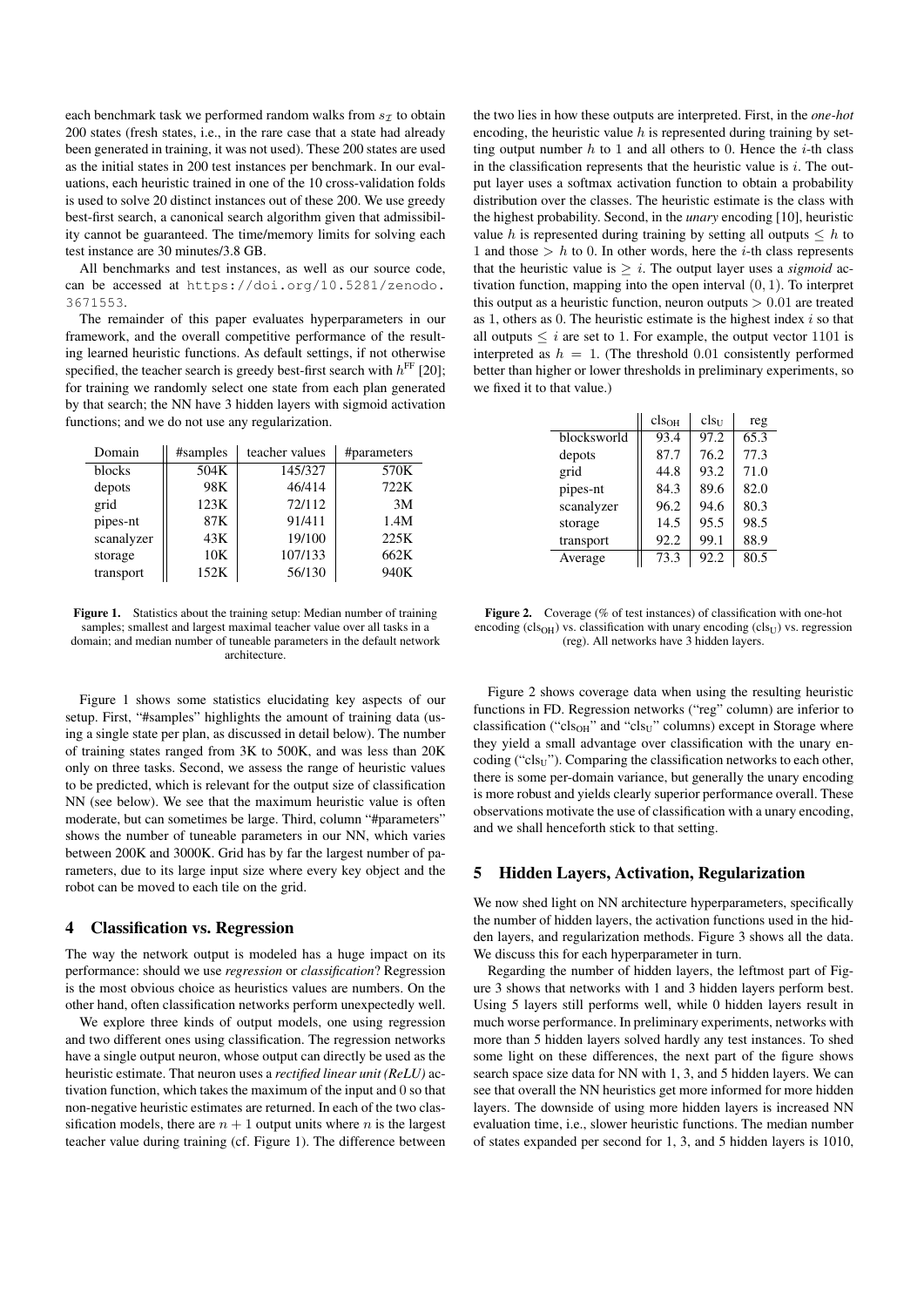each benchmark task we performed random walks from $s_\mathcal{I}$ to obtain 200 states (fresh states, i.e., in the rare case that a state had already been generated in training, it was not used). These 200 states are used as the initial states in 200 test instances per benchmark. In our evaluations, each heuristic trained in one of the 10 cross-validation folds is used to solve 20 distinct instances out of these 200. We use greedy best-first search, a canonical search algorithm given that admissibility cannot be guaranteed. The time/memory limits for solving each test instance are 30 minutes/3.8 GB.

All benchmarks and test instances, as well as our source code, can be accessed at https://doi.org/10.5281/zenodo.3671553.

The remainder of this paper evaluates hyperparameters in our framework, and the overall competitive performance of the resulting learned heuristic functions. As default settings, if not otherwise specified, the teacher search is greedy best-first search with $h^{\text{FF}}$ [20]; for training we randomly select one state from each plan generated by that search; the NN have 3 hidden layers with sigmoid activation functions; and we do not use any regularization.

| Domain | #samples | teacher values | #parameters |
|---|---|---|---|
| blocks | 504K | 145/327 | 570K |
| depots | 98K | 46/414 | 722K |
| grid | 123K | 72/112 | 3M |
| pipes-nt | 87K | 91/411 | 1.4M |
| scanalyzer | 43K | 19/100 | 225K |
| storage | 10K | 107/133 | 662K |
| transport | 152K | 56/130 | 940K |

**Figure 1.** Statistics about the training setup: Median number of training samples; smallest and largest maximal teacher value over all tasks in a domain; and median number of tuneable parameters in the default network architecture.

Figure 1 shows some statistics elucidating key aspects of our setup. First, "#samples" highlights the amount of training data (using a single state per plan, as discussed in detail below). The number of training states ranged from 3K to 500K, and was less than 20K only on three tasks. Second, we assess the range of heuristic values to be predicted, which is relevant for the output size of classification NN (see below). We see that the maximum heuristic value is often moderate, but can sometimes be large. Third, column "#parameters" shows the number of tuneable parameters in our NN, which varies between 200K and 3000K. Grid has by far the largest number of parameters, due to its large input size where every key object and the robot can be moved to each tile on the grid.

## 4 Classification vs. Regression

The way the network output is modeled has a huge impact on its performance: should we use *regression* or *classification*? Regression is the most obvious choice as heuristics values are numbers. On the other hand, often classification networks perform unexpectedly well.

We explore three kinds of output models, one using regression and two different ones using classification. The regression networks have a single output neuron, whose output can directly be used as the heuristic estimate. That neuron uses a *rectified linear unit (ReLU)* activation function, which takes the maximum of the input and 0 so that non-negative heuristic estimates are returned. In each of the two classification models, there are $n + 1$ output units where $n$ is the largest teacher value during training (cf. Figure 1). The difference between the two lies in how these outputs are interpreted. First, in the *one-hot* encoding, the heuristic value $h$ is represented during training by setting output number $h$ to 1 and all others to 0. Hence the $i$-th class in the classification represents that the heuristic value is $i$. The output layer uses a softmax activation function to obtain a probability distribution over the classes. The heuristic estimate is the class with the highest probability. Second, in the *unary* encoding [10], heuristic value $h$ is represented during training by setting all outputs $\leq h$ to 1 and those $> h$ to 0. In other words, here the $i$-th class represents that the heuristic value is $\geq i$. The output layer uses a *sigmoid* activation function, mapping into the open interval $(0, 1)$. To interpret this output as a heuristic function, neuron outputs $> 0.01$ are treated as 1, others as 0. The heuristic estimate is the highest index $i$ so that all outputs $\leq i$ are set to 1. For example, the output vector 1101 is interpreted as $h = 1$. (The threshold 0.01 consistently performed better than higher or lower thresholds in preliminary experiments, so we fixed it to that value.)

| | $\text{cls}_{\text{OH}}$ | $\text{cls}_{\text{U}}$ | reg |
|---|---|---|---|
| blocksworld | 93.4 | 97.2 | 65.3 |
| depots | 87.7 | 76.2 | 77.3 |
| grid | 44.8 | 93.2 | 71.0 |
| pipes-nt | 84.3 | 89.6 | 82.0 |
| scanalyzer | 96.2 | 94.6 | 80.3 |
| storage | 14.5 | 95.5 | 98.5 |
| transport | 92.2 | 99.1 | 88.9 |
| Average | 73.3 | 92.2 | 80.5 |

**Figure 2.** Coverage (% of test instances) of classification with one-hot encoding ($\text{cls}_{\text{OH}}$) vs. classification with unary encoding ($\text{cls}_{\text{U}}$) vs. regression (reg). All networks have 3 hidden layers.

Figure 2 shows coverage data when using the resulting heuristic functions in FD. Regression networks ("reg" column) are inferior to classification ("$\text{cls}_{\text{OH}}$" and "$\text{cls}_{\text{U}}$" columns) except in Storage where they yield a small advantage over classification with the unary encoding ("$\text{cls}_{\text{U}}$"). Comparing the classification networks to each other, there is some per-domain variance, but generally the unary encoding is more robust and yields clearly superior performance overall. These observations motivate the use of classification with a unary encoding, and we shall henceforth stick to that setting.

## 5 Hidden Layers, Activation, Regularization

We now shed light on NN architecture hyperparameters, specifically the number of hidden layers, the activation functions used in the hidden layers, and regularization methods. Figure 3 shows all the data. We discuss this for each hyperparameter in turn.

Regarding the number of hidden layers, the leftmost part of Figure 3 shows that networks with 1 and 3 hidden layers perform best. Using 5 layers still performs well, while 0 hidden layers result in much worse performance. In preliminary experiments, networks with more than 5 hidden layers solved hardly any test instances. To shed some light on these differences, the next part of the figure shows search space size data for NN with 1, 3, and 5 hidden layers. We can see that overall the NN heuristics get more informed for more hidden layers. The downside of using more hidden layers is increased NN evaluation time, i.e., slower heuristic functions. The median number of states expanded per second for 1, 3, and 5 hidden layers is 1010,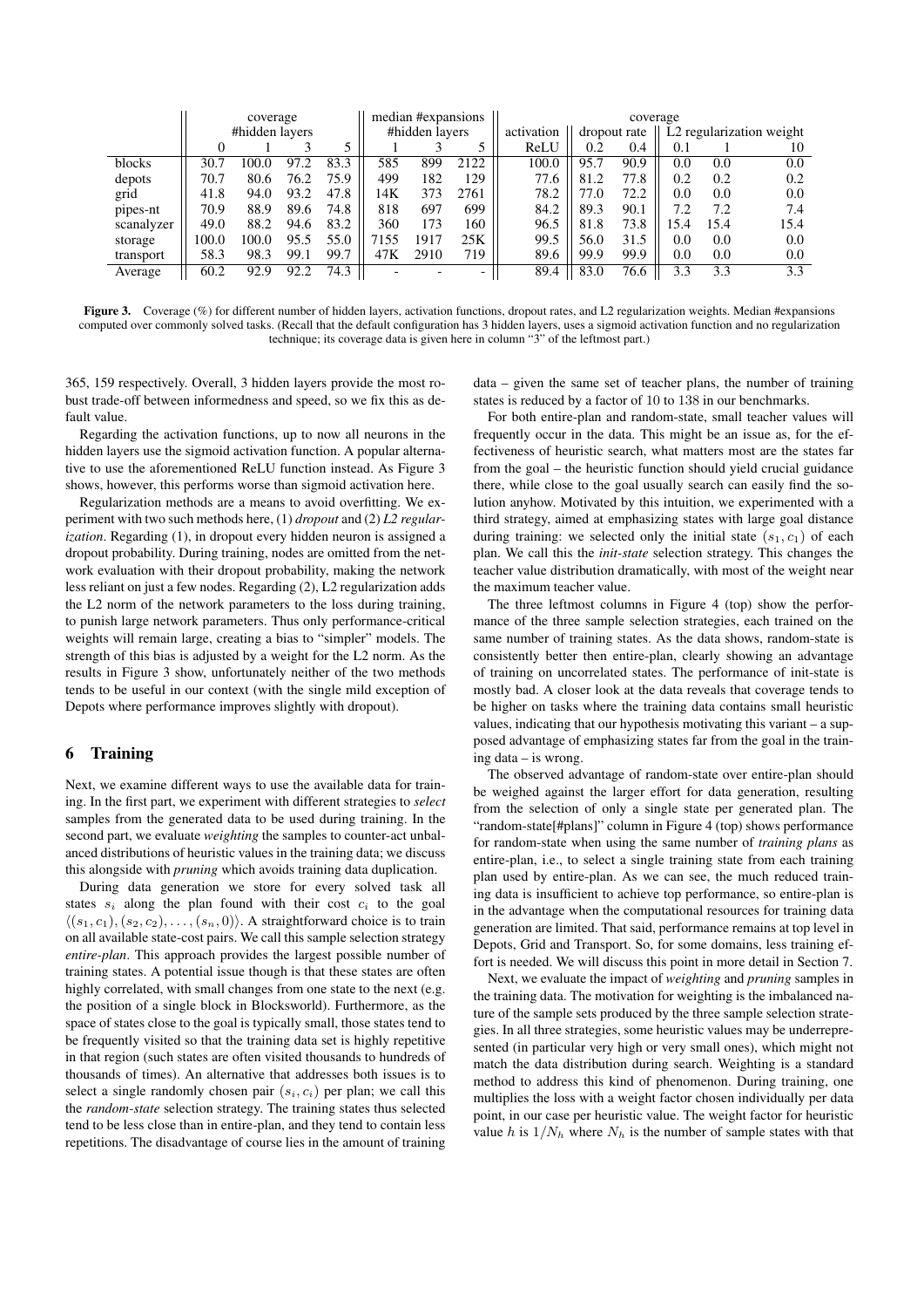| | coverage | | | | median #expansions | | | coverage | | | | | |
|---|---|---|---|---|---|---|---|---|---|---|---|---|---|
| | #hidden layers | | | | #hidden layers | | | activation | dropout rate | | L2 regularization weight | | |
| | 0 | 1 | 3 | 5 | 1 | 3 | 5 | ReLU | 0.2 | 0.4 | 0.1 | 1 | 10 |
| blocks | 30.7 | 100.0 | 97.2 | 83.3 | 585 | 899 | 2122 | 100.0 | 95.7 | 90.9 | 0.0 | 0.0 | 0.0 |
| depots | 70.7 | 80.6 | 76.2 | 75.9 | 499 | 182 | 129 | 77.6 | 81.2 | 77.8 | 0.2 | 0.2 | 0.2 |
| grid | 41.8 | 94.0 | 93.2 | 47.8 | 14K | 373 | 2761 | 78.2 | 77.0 | 72.2 | 0.0 | 0.0 | 0.0 |
| pipes-nt | 70.9 | 88.9 | 89.6 | 74.8 | 818 | 697 | 699 | 84.2 | 89.3 | 90.1 | 7.2 | 7.2 | 7.4 |
| scanalyzer | 49.0 | 88.2 | 94.6 | 83.2 | 360 | 173 | 160 | 96.5 | 81.8 | 73.8 | 15.4 | 15.4 | 15.4 |
| storage | 100.0 | 100.0 | 95.5 | 55.0 | 7155 | 1917 | 25K | 99.5 | 56.0 | 31.5 | 0.0 | 0.0 | 0.0 |
| transport | 58.3 | 98.3 | 99.1 | 99.7 | 47K | 2910 | 719 | 89.6 | 99.9 | 99.9 | 0.0 | 0.0 | 0.0 |
| Average | 60.2 | 92.9 | 92.2 | 74.3 | - | - | - | 89.4 | 83.0 | 76.6 | 3.3 | 3.3 | 3.3 |

**Figure 3.** Coverage (%) for different number of hidden layers, activation functions, dropout rates, and L2 regularization weights. Median #expansions computed over commonly solved tasks. (Recall that the default configuration has 3 hidden layers, uses a sigmoid activation function and no regularization technique; its coverage data is given here in column "3" of the leftmost part.)

365, 159 respectively. Overall, 3 hidden layers provide the most robust trade-off between informedness and speed, so we fix this as default value.

Regarding the activation functions, up to now all neurons in the hidden layers use the sigmoid activation function. A popular alternative to use the aforementioned ReLU function instead. As Figure 3 shows, however, this performs worse than sigmoid activation here.

Regularization methods are a means to avoid overfitting. We experiment with two such methods here, (1) *dropout* and (2) *L2 regularization*. Regarding (1), in dropout every hidden neuron is assigned a dropout probability. During training, nodes are omitted from the network evaluation with their dropout probability, making the network less reliant on just a few nodes. Regarding (2), L2 regularization adds the L2 norm of the network parameters to the loss during training, to punish large network parameters. Thus only performance-critical weights will remain large, creating a bias to "simpler" models. The strength of this bias is adjusted by a weight for the L2 norm. As the results in Figure 3 show, unfortunately neither of the two methods tends to be useful in our context (with the single mild exception of Depots where performance improves slightly with dropout).

## 6 Training

Next, we examine different ways to use the available data for training. In the first part, we experiment with different strategies to *select* samples from the generated data to be used during training. In the second part, we evaluate *weighting* the samples to counter-act unbalanced distributions of heuristic values in the training data; we discuss this alongside with *pruning* which avoids training data duplication.

During data generation we store for every solved task all states $s_i$ along the plan found with their cost $c_i$ to the goal $\langle(s_1, c_1), (s_2, c_2), \ldots, (s_n, 0)\rangle$. A straightforward choice is to train on all available state-cost pairs. We call this sample selection strategy *entire-plan*. This approach provides the largest possible number of training states. A potential issue though is that these states are often highly correlated, with small changes from one state to the next (e.g. the position of a single block in Blocksworld). Furthermore, as the space of states close to the goal is typically small, those states tend to be frequently visited so that the training data set is highly repetitive in that region (such states are often visited thousands to hundreds of thousands of times). An alternative that addresses both issues is to select a single randomly chosen pair $(s_i, c_i)$ per plan; we call this the *random-state* selection strategy. The training states thus selected tend to be less close than in entire-plan, and they tend to contain less repetitions. The disadvantage of course lies in the amount of training data – given the same set of teacher plans, the number of training states is reduced by a factor of 10 to 138 in our benchmarks.

For both entire-plan and random-state, small teacher values will frequently occur in the data. This might be an issue as, for the effectiveness of heuristic search, what matters most are the states far from the goal – the heuristic function should yield crucial guidance there, while close to the goal usually search can easily find the solution anyhow. Motivated by this intuition, we experimented with a third strategy, aimed at emphasizing states with large goal distance during training: we selected only the initial state $(s_1, c_1)$ of each plan. We call this the *init-state* selection strategy. This changes the teacher value distribution dramatically, with most of the weight near the maximum teacher value.

The three leftmost columns in Figure 4 (top) show the performance of the three sample selection strategies, each trained on the same number of training states. As the data shows, random-state is consistently better then entire-plan, clearly showing an advantage of training on uncorrelated states. The performance of init-state is mostly bad. A closer look at the data reveals that coverage tends to be higher on tasks where the training data contains small heuristic values, indicating that our hypothesis motivating this variant – a supposed advantage of emphasizing states far from the goal in the training data – is wrong.

The observed advantage of random-state over entire-plan should be weighed against the larger effort for data generation, resulting from the selection of only a single state per generated plan. The "random-state[#plans]" column in Figure 4 (top) shows performance for random-state when using the same number of *training plans* as entire-plan, i.e., to select a single training state from each training plan used by entire-plan. As we can see, the much reduced training data is insufficient to achieve top performance, so entire-plan is in the advantage when the computational resources for training data generation are limited. That said, performance remains at top level in Depots, Grid and Transport. So, for some domains, less training effort is needed. We will discuss this point in more detail in Section 7.

Next, we evaluate the impact of *weighting* and *pruning* samples in the training data. The motivation for weighting is the imbalanced nature of the sample sets produced by the three sample selection strategies. In all three strategies, some heuristic values may be underrepresented (in particular very high or very small ones), which might not match the data distribution during search. Weighting is a standard method to address this kind of phenomenon. During training, one multiplies the loss with a weight factor chosen individually per data point, in our case per heuristic value. The weight factor for heuristic value $h$ is $1/N_h$ where $N_h$ is the number of sample states with that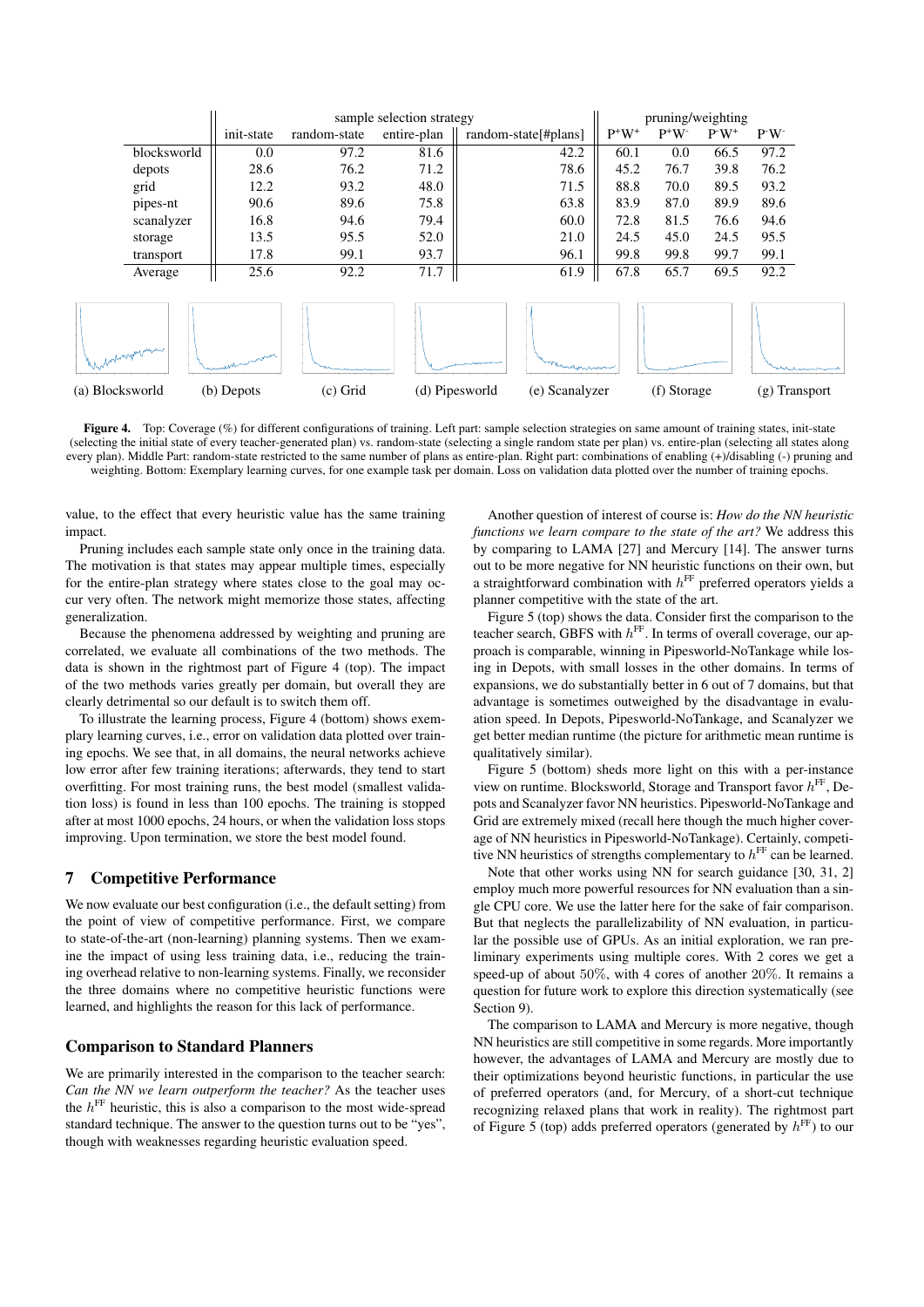| | sample selection strategy | | | | pruning/weighting | | | |
|---|---|---|---|---|---|---|---|---|
| | init-state | random-state | entire-plan | random-state[#plans] | $P^+W^+$ | $P^+W^-$ | $P^-W^+$ | $P^-W^-$ |
| blocksworld | 0.0 | 97.2 | 81.6 | 42.2 | 60.1 | 0.0 | 66.5 | 97.2 |
| depots | 28.6 | 76.2 | 71.2 | 78.6 | 45.2 | 76.7 | 39.8 | 76.2 |
| grid | 12.2 | 93.2 | 48.0 | 71.5 | 88.8 | 70.0 | 89.5 | 93.2 |
| pipes-nt | 90.6 | 89.6 | 75.8 | 63.8 | 83.9 | 87.0 | 89.9 | 89.6 |
| scanalyzer | 16.8 | 94.6 | 79.4 | 60.0 | 72.8 | 81.5 | 76.6 | 94.6 |
| storage | 13.5 | 95.5 | 52.0 | 21.0 | 24.5 | 45.0 | 24.5 | 95.5 |
| transport | 17.8 | 99.1 | 93.7 | 96.1 | 99.8 | 99.8 | 99.7 | 99.1 |
| Average | 25.6 | 92.2 | 71.7 | 61.9 | 67.8 | 65.7 | 69.5 | 92.2 |

(a) Blocksworld (b) Depots (c) Grid (d) Pipesworld (e) Scanalyzer (f) Storage (g) Transport

**Figure 4.** Top: Coverage (%) for different configurations of training. Left part: sample selection strategies on same amount of training states, init-state (selecting the initial state of every teacher-generated plan) vs. random-state (selecting a single random state per plan) vs. entire-plan (selecting all states along every plan). Middle Part: random-state restricted to the same number of plans as entire-plan. Right part: combinations of enabling (+)/disabling (-) pruning and weighting. Bottom: Exemplary learning curves, for one example task per domain. Loss on validation data plotted over the number of training epochs.

value, to the effect that every heuristic value has the same training impact.

Pruning includes each sample state only once in the training data. The motivation is that states may appear multiple times, especially for the entire-plan strategy where states close to the goal may occur very often. The network might memorize those states, affecting generalization.

Because the phenomena addressed by weighting and pruning are correlated, we evaluate all combinations of the two methods. The data is shown in the rightmost part of Figure 4 (top). The impact of the two methods varies greatly per domain, but overall they are clearly detrimental so our default is to switch them off.

To illustrate the learning process, Figure 4 (bottom) shows exemplary learning curves, i.e., error on validation data plotted over training epochs. We see that, in all domains, the neural networks achieve low error after few training iterations; afterwards, they tend to start overfitting. For most training runs, the best model (smallest validation loss) is found in less than 100 epochs. The training is stopped after at most 1000 epochs, 24 hours, or when the validation loss stops improving. Upon termination, we store the best model found.

## 7 Competitive Performance

We now evaluate our best configuration (i.e., the default setting) from the point of view of competitive performance. First, we compare to state-of-the-art (non-learning) planning systems. Then we examine the impact of using less training data, i.e., reducing the training overhead relative to non-learning systems. Finally, we reconsider the three domains where no competitive heuristic functions were learned, and highlights the reason for this lack of performance.

### Comparison to Standard Planners

We are primarily interested in the comparison to the teacher search: *Can the NN we learn outperform the teacher?* As the teacher uses the $h^{\text{FF}}$ heuristic, this is also a comparison to the most wide-spread standard technique. The answer to the question turns out to be "yes", though with weaknesses regarding heuristic evaluation speed.

Another question of interest of course is: *How do the NN heuristic functions we learn compare to the state of the art?* We address this by comparing to LAMA [27] and Mercury [14]. The answer turns out to be more negative for NN heuristic functions on their own, but a straightforward combination with $h^{\text{FF}}$ preferred operators yields a planner competitive with the state of the art.

Figure 5 (top) shows the data. Consider first the comparison to the teacher search, GBFS with $h^{\text{FF}}$. In terms of overall coverage, our approach is comparable, winning in Pipesworld-NoTankage while losing in Depots, with small losses in the other domains. In terms of expansions, we do substantially better in 6 out of 7 domains, but that advantage is sometimes outweighed by the disadvantage in evaluation speed. In Depots, Pipesworld-NoTankage, and Scanalyzer we get better median runtime (the picture for arithmetic mean runtime is qualitatively similar).

Figure 5 (bottom) sheds more light on this with a per-instance view on runtime. Blocksworld, Storage and Transport favor $h^{\text{FF}}$, Depots and Scanalyzer favor NN heuristics. Pipesworld-NoTankage and Grid are extremely mixed (recall here though the much higher coverage of NN heuristics in Pipesworld-NoTankage). Certainly, competitive NN heuristics of strengths complementary to $h^{\text{FF}}$ can be learned.

Note that other works using NN for search guidance [30, 31, 2] employ much more powerful resources for NN evaluation than a single CPU core. We use the latter here for the sake of fair comparison. But that neglects the parallelizability of NN evaluation, in particular the possible use of GPUs. As an initial exploration, we ran preliminary experiments using multiple cores. With 2 cores we get a speed-up of about $50\%$, with 4 cores of another $20\%$. It remains a question for future work to explore this direction systematically (see Section 9).

The comparison to LAMA and Mercury is more negative, though NN heuristics are still competitive in some regards. More importantly however, the advantages of LAMA and Mercury are mostly due to their optimizations beyond heuristic functions, in particular the use of preferred operators (and, for Mercury, of a short-cut technique recognizing relaxed plans that work in reality). The rightmost part of Figure 5 (top) adds preferred operators (generated by $h^{\text{FF}}$) to our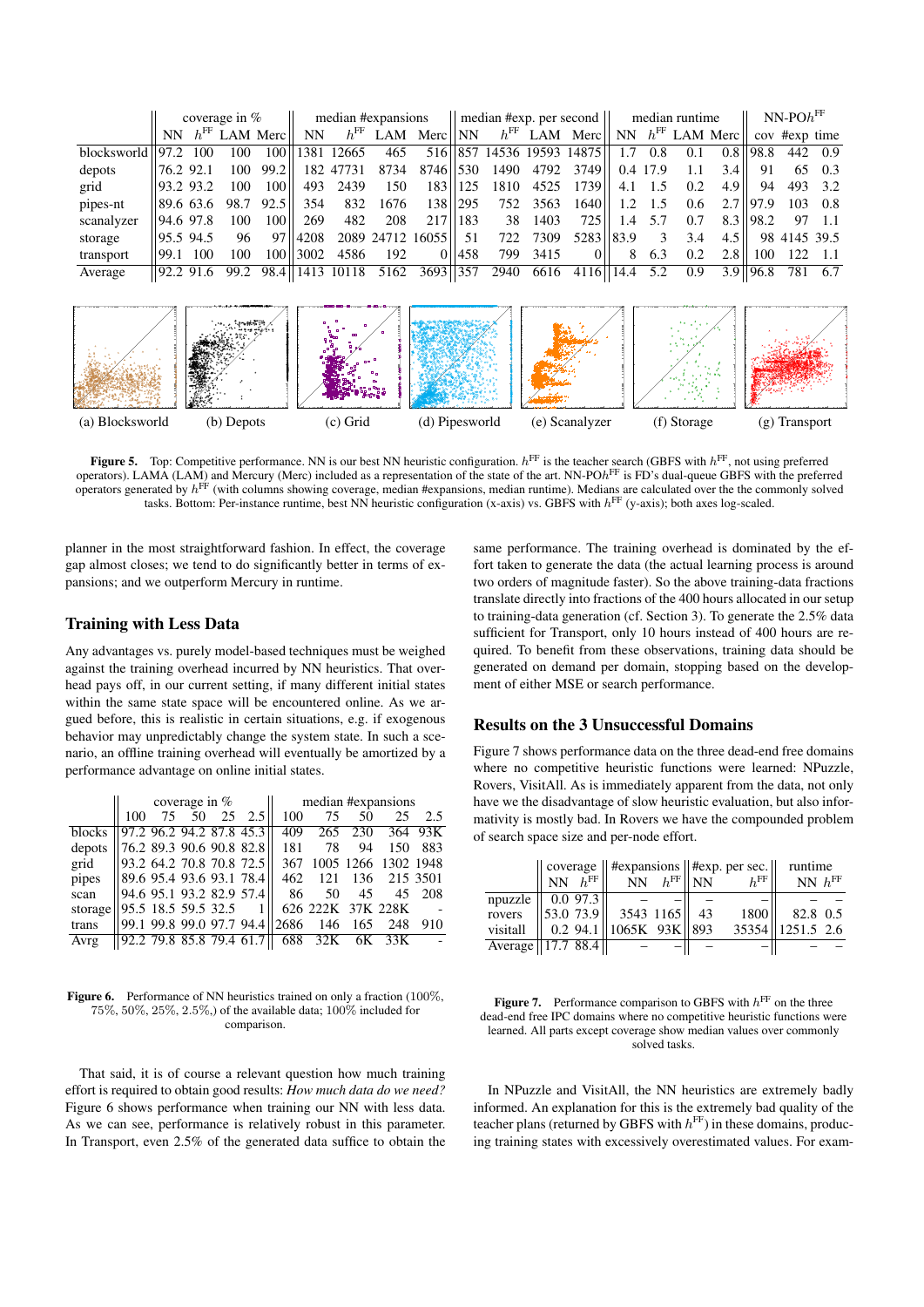| | coverage in % | | | | median #expansions | | | | median #exp. per second | | | | median runtime | | | | NN-PO$h^{FF}$ | | |
|---|---|---|---|---|---|---|---|---|---|---|---|---|---|---|---|---|---|---|---|
| | NN | $h^{FF}$ | LAM | Merc | NN | $h^{FF}$ | LAM | Merc | NN | $h^{FF}$ | LAM | Merc | NN | $h^{FF}$ | LAM | Merc | cov | #exp | time |
| blocksworld | 97.2 | 100 | 100 | 100 | 1381 | 12665 | 465 | 516 | 857 | 14536 | 19593 | 14875 | 1.7 | 0.8 | 0.1 | 0.8 | 98.8 | 442 | 0.9 |
| depots | 76.2 | 92.1 | 100 | 99.2 | 182 | 47731 | 8734 | 8746 | 530 | 1490 | 4792 | 3749 | 0.4 | 17.9 | 1.1 | 3.4 | 91 | 65 | 0.3 |
| grid | 93.2 | 93.2 | 100 | 100 | 493 | 2439 | 150 | 183 | 125 | 1810 | 4525 | 1739 | 4.1 | 1.5 | 0.2 | 4.9 | 94 | 493 | 3.2 |
| pipes-nt | 89.6 | 63.6 | 98.7 | 92.5 | 354 | 832 | 1676 | 138 | 295 | 752 | 3563 | 1640 | 1.2 | 1.5 | 0.6 | 2.7 | 97.9 | 103 | 0.8 |
| scanalyzer | 94.6 | 97.8 | 100 | 100 | 269 | 482 | 208 | 217 | 183 | 38 | 1403 | 725 | 1.4 | 5.7 | 0.7 | 8.3 | 98.2 | 97 | 1.1 |
| storage | 95.5 | 94.5 | 96 | 97 | 4208 | 2089 | 24712 | 16055 | 51 | 722 | 7309 | 5283 | 83.9 | 3 | 3.4 | 4.5 | 98 | 4145 | 39.5 |
| transport | 99.1 | 100 | 100 | 100 | 3002 | 4586 | 192 | 0 | 458 | 799 | 3415 | 0 | 8 | 6.3 | 0.2 | 2.8 | 100 | 122 | 1.1 |
| Average | 92.2 | 91.6 | 99.2 | 98.4 | 1413 | 10118 | 5162 | 3693 | 357 | 2940 | 6616 | 4116 | 14.4 | 5.2 | 0.9 | 3.9 | 96.8 | 781 | 6.7 |

(a) Blocksworld (b) Depots (c) Grid (d) Pipesworld (e) Scanalyzer (f) Storage (g) Transport

**Figure 5.** Top: Competitive performance. NN is our best NN heuristic configuration. $h^{FF}$ is the teacher search (GBFS with $h^{FF}$, not using preferred operators). LAMA (LAM) and Mercury (Merc) included as a representation of the state of the art. NN-PO$h^{FF}$ is FD's dual-queue GBFS with the preferred operators generated by $h^{FF}$ (with columns showing coverage, median #expansions, median runtime). Medians are calculated over the the commonly solved tasks. Bottom: Per-instance runtime, best NN heuristic configuration (x-axis) vs. GBFS with $h^{FF}$ (y-axis); both axes log-scaled.

planner in the most straightforward fashion. In effect, the coverage gap almost closes; we tend to do significantly better in terms of expansions; and we outperform Mercury in runtime.

## Training with Less Data

Any advantages vs. purely model-based techniques must be weighed against the training overhead incurred by NN heuristics. That overhead pays off, in our current setting, if many different initial states within the same state space will be encountered online. As we argued before, this is realistic in certain situations, e.g. if exogenous behavior may unpredictably change the system state. In such a scenario, an offline training overhead will eventually be amortized by a performance advantage on online initial states.

| | coverage in % | | | | | median #expansions | | | | |
|---|---|---|---|---|---|---|---|---|---|---|
| | 100 | 75 | 50 | 25 | 2.5 | 100 | 75 | 50 | 25 | 2.5 |
| blocks | 97.2 | 96.2 | 94.2 | 87.8 | 45.3 | 409 | 265 | 230 | 364 | 93K |
| depots | 76.2 | 89.3 | 90.6 | 90.8 | 82.8 | 181 | 78 | 94 | 150 | 883 |
| grid | 93.2 | 64.2 | 70.8 | 70.8 | 72.5 | 367 | 1005 | 1266 | 1302 | 1948 |
| pipes | 89.6 | 95.4 | 93.6 | 93.1 | 78.4 | 462 | 121 | 136 | 215 | 3501 |
| scan | 94.6 | 95.1 | 93.2 | 82.9 | 57.4 | 86 | 50 | 45 | 45 | 208 |
| storage | 95.5 | 18.5 | 59.5 | 32.5 | 1 | 626 | 222K | 37K | 228K | - |
| trans | 99.1 | 99.8 | 99.0 | 97.7 | 94.4 | 2686 | 146 | 165 | 248 | 910 |
| Avrg | 92.2 | 79.8 | 85.8 | 79.4 | 61.7 | 688 | 32K | 6K | 33K | - |

**Figure 6.** Performance of NN heuristics trained on only a fraction (100%, 75%, 50%, 25%, 2.5%,) of the available data; 100% included for comparison.

That said, it is of course a relevant question how much training effort is required to obtain good results: *How much data do we need?* Figure 6 shows performance when training our NN with less data. As we can see, performance is relatively robust in this parameter. In Transport, even 2.5% of the generated data suffice to obtain the same performance. The training overhead is dominated by the effort taken to generate the data (the actual learning process is around two orders of magnitude faster). So the above training-data fractions translate directly into fractions of the 400 hours allocated in our setup to training-data generation (cf. Section 3). To generate the 2.5% data sufficient for Transport, only 10 hours instead of 400 hours are required. To benefit from these observations, training data should be generated on demand per domain, stopping based on the development of either MSE or search performance.

## Results on the 3 Unsuccessful Domains

Figure 7 shows performance data on the three dead-end free domains where no competitive heuristic functions were learned: NPuzzle, Rovers, VisitAll. As is immediately apparent from the data, not only have we the disadvantage of slow heuristic evaluation, but also informativity is mostly bad. In Rovers we have the compounded problem of search space size and per-node effort.

| | coverage | | #expansions | | #exp. per sec. | | runtime | |
|---|---|---|---|---|---|---|---|---|
| | NN | $h^{FF}$ | NN | $h^{FF}$ | NN | $h^{FF}$ | NN | $h^{FF}$ |
| npuzzle | 0.0 | 97.3 | – | – | – | – | – | – |
| rovers | 53.0 | 73.9 | 3543 | 1165 | 43 | 1800 | 82.8 | 0.5 |
| visitall | 0.2 | 94.1 | 1065K | 93K | 893 | 35354 | 1251.5 | 2.6 |
| Average | 17.7 | 88.4 | – | – | – | – | – | – |

**Figure 7.** Performance comparison to GBFS with $h^{FF}$ on the three dead-end free IPC domains where no competitive heuristic functions were learned. All parts except coverage show median values over commonly solved tasks.

In NPuzzle and VisitAll, the NN heuristics are extremely badly informed. An explanation for this is the extremely bad quality of the teacher plans (returned by GBFS with $h^{FF}$) in these domains, producing training states with excessively overestimated values. For exam-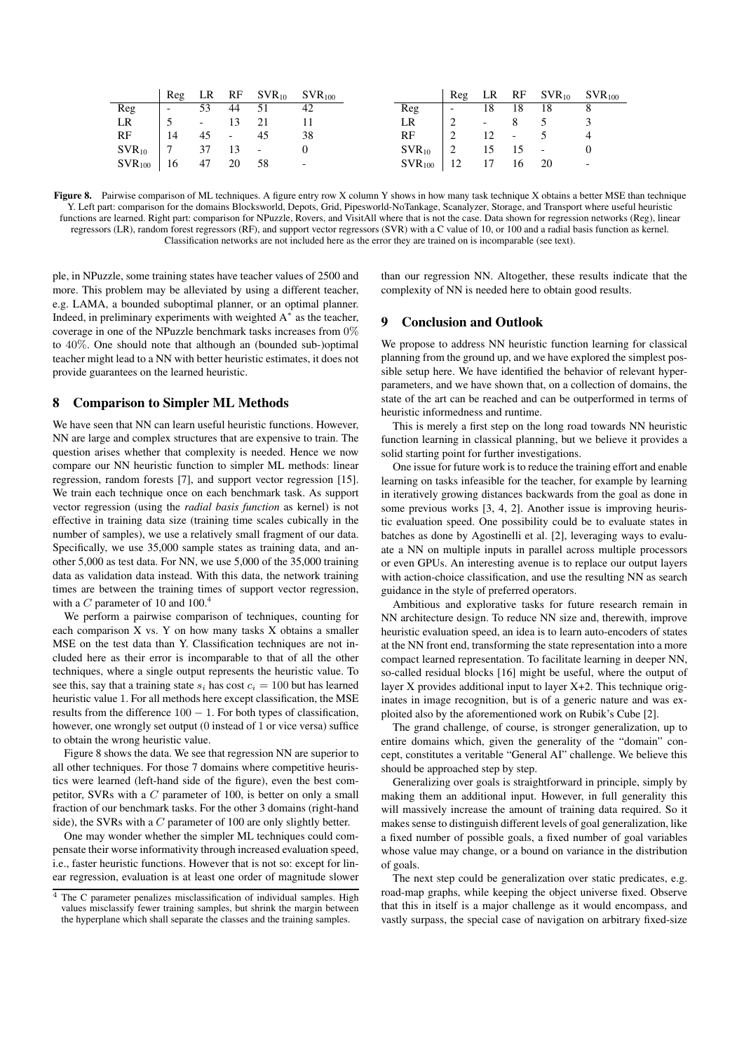|  | Reg | LR | RF | $SVR_{10}$ | $SVR_{100}$ |
|---|---|---|---|---|---|
| Reg | - | 53 | 44 | 51 | 42 |
| LR | 5 | - | 13 | 21 | 11 |
| RF | 14 | 45 | - | 45 | 38 |
| $SVR_{10}$ | 7 | 37 | 13 | - | 0 |
| $SVR_{100}$ | 16 | 47 | 20 | 58 | - |

|  | Reg | LR | RF | $SVR_{10}$ | $SVR_{100}$ |
|---|---|---|---|---|---|
| Reg | - | 18 | 18 | 18 | 8 |
| LR | 2 | - | 8 | 5 | 3 |
| RF | 2 | 12 | - | 5 | 4 |
| $SVR_{10}$ | 2 | 15 | 15 | - | 0 |
| $SVR_{100}$ | 12 | 17 | 16 | 20 | - |

**Figure 8.** Pairwise comparison of ML techniques. A figure entry row X column Y shows in how many task technique X obtains a better MSE than technique Y. Left part: comparison for the domains Blocksworld, Depots, Grid, Pipesworld-NoTankage, Scanalyzer, Storage, and Transport where useful heuristic functions are learned. Right part: comparison for NPuzzle, Rovers, and VisitAll where that is not the case. Data shown for regression networks (Reg), linear regressors (LR), random forest regressors (RF), and support vector regressors (SVR) with a C value of 10, or 100 and a radial basis function as kernel. Classification networks are not included here as the error they are trained on is incomparable (see text).

ple, in NPuzzle, some training states have teacher values of 2500 and more. This problem may be alleviated by using a different teacher, e.g. LAMA, a bounded suboptimal planner, or an optimal planner. Indeed, in preliminary experiments with weighted A* as the teacher, coverage in one of the NPuzzle benchmark tasks increases from 0% to 40%. One should note that although an (bounded sub-)optimal teacher might lead to a NN with better heuristic estimates, it does not provide guarantees on the learned heuristic.

## 8 Comparison to Simpler ML Methods

We have seen that NN can learn useful heuristic functions. However, NN are large and complex structures that are expensive to train. The question arises whether that complexity is needed. Hence we now compare our NN heuristic function to simpler ML methods: linear regression, random forests [7], and support vector regression [15]. We train each technique once on each benchmark task. As support vector regression (using the *radial basis function* as kernel) is not effective in training data size (training time scales cubically in the number of samples), we use a relatively small fragment of our data. Specifically, we use 35,000 sample states as training data, and another 5,000 as test data. For NN, we use 5,000 of the 35,000 training data as validation data instead. With this data, the network training times are between the training times of support vector regression, with a $C$ parameter of 10 and 100.[4]

We perform a pairwise comparison of techniques, counting for each comparison X vs. Y on how many tasks X obtains a smaller MSE on the test data than Y. Classification techniques are not included here as their error is incomparable to that of all the other techniques, where a single output represents the heuristic value. To see this, say that a training state $s_i$ has cost $c_i = 100$ but has learned heuristic value 1. For all methods here except classification, the MSE results from the difference $100 - 1$. For both types of classification, however, one wrongly set output (0 instead of 1 or vice versa) suffice to obtain the wrong heuristic value.

Figure 8 shows the data. We see that regression NN are superior to all other techniques. For those 7 domains where competitive heuristics were learned (left-hand side of the figure), even the best competitor, SVRs with a $C$ parameter of 100, is better on only a small fraction of our benchmark tasks. For the other 3 domains (right-hand side), the SVRs with a $C$ parameter of 100 are only slightly better.

One may wonder whether the simpler ML techniques could compensate their worse informativity through increased evaluation speed, i.e., faster heuristic functions. However that is not so: except for linear regression, evaluation is at least one order of magnitude slower than our regression NN. Altogether, these results indicate that the complexity of NN is needed here to obtain good results.

## 9 Conclusion and Outlook

We propose to address NN heuristic function learning for classical planning from the ground up, and we have explored the simplest possible setup here. We have identified the behavior of relevant hyperparameters, and we have shown that, on a collection of domains, the state of the art can be reached and can be outperformed in terms of heuristic informedness and runtime.

This is merely a first step on the long road towards NN heuristic function learning in classical planning, but we believe it provides a solid starting point for further investigations.

One issue for future work is to reduce the training effort and enable learning on tasks infeasible for the teacher, for example by learning in iteratively growing distances backwards from the goal as done in some previous works [3, 4, 2]. Another issue is improving heuristic evaluation speed. One possibility could be to evaluate states in batches as done by Agostinelli et al. [2], leveraging ways to evaluate a NN on multiple inputs in parallel across multiple processors or even GPUs. An interesting avenue is to replace our output layers with action-choice classification, and use the resulting NN as search guidance in the style of preferred operators.

Ambitious and explorative tasks for future research remain in NN architecture design. To reduce NN size and, therewith, improve heuristic evaluation speed, an idea is to learn auto-encoders of states at the NN front end, transforming the state representation into a more compact learned representation. To facilitate learning in deeper NN, so-called residual blocks [16] might be useful, where the output of layer X provides additional input to layer X+2. This technique originates in image recognition, but is of a generic nature and was exploited also by the aforementioned work on Rubik's Cube [2].

The grand challenge, of course, is stronger generalization, up to entire domains which, given the generality of the "domain" concept, constitutes a veritable "General AI" challenge. We believe this should be approached step by step.

Generalizing over goals is straightforward in principle, simply by making them an additional input. However, in full generality this will massively increase the amount of training data required. So it makes sense to distinguish different levels of goal generalization, like a fixed number of possible goals, a fixed number of goal variables whose value may change, or a bound on variance in the distribution of goals.

The next step could be generalization over static predicates, e.g. road-map graphs, while keeping the object universe fixed. Observe that this in itself is a major challenge as it would encompass, and vastly surpass, the special case of navigation on arbitrary fixed-size

[4] The C parameter penalizes misclassification of individual samples. High values misclassify fewer training samples, but shrink the margin between the hyperplane which shall separate the classes and the training samples.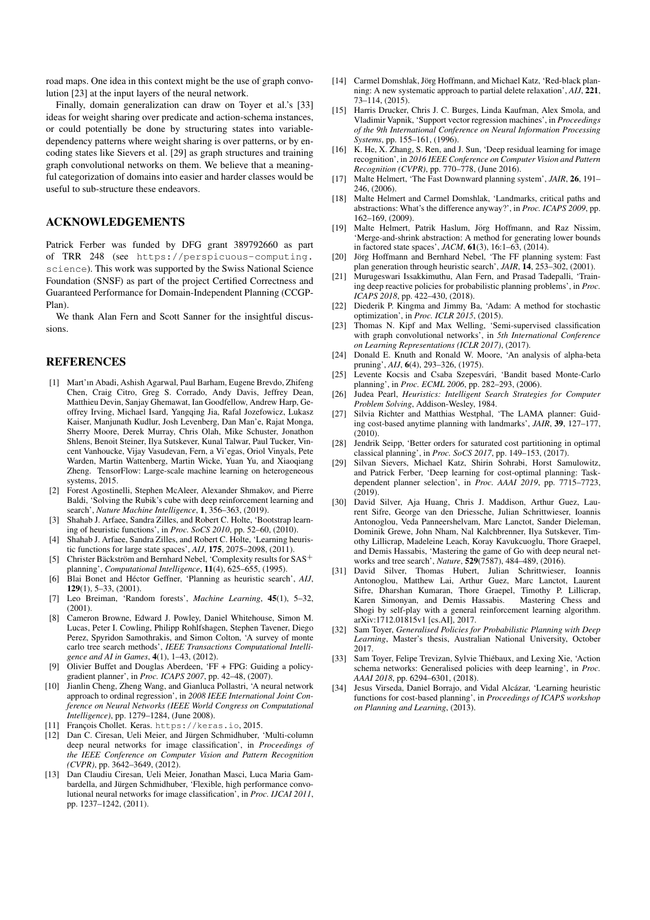road maps. One idea in this context might be the use of graph convolution [23] at the input layers of the neural network.

Finally, domain generalization can draw on Toyer et al.'s [33] ideas for weight sharing over predicate and action-schema instances, or could potentially be done by structuring states into variable-dependency patterns where weight sharing is over patterns, or by encoding states like Sievers et al. [29] as graph structures and training graph convolutional networks on them. We believe that a meaningful categorization of domains into easier and harder classes would be useful to sub-structure these endeavors.

## ACKNOWLEDGEMENTS

Patrick Ferber was funded by DFG grant 389792660 as part of TRR 248 (see https://perspicuous-computing.science). This work was supported by the Swiss National Science Foundation (SNSF) as part of the project Certified Correctness and Guaranteed Performance for Domain-Independent Planning (CCGP-Plan).

We thank Alan Fern and Scott Sanner for the insightful discussions.

## REFERENCES

[1] Mart'ın Abadi, Ashish Agarwal, Paul Barham, Eugene Brevdo, Zhifeng Chen, Craig Citro, Greg S. Corrado, Andy Davis, Jeffrey Dean, Matthieu Devin, Sanjay Ghemawat, Ian Goodfellow, Andrew Harp, Geoffrey Irving, Michael Isard, Yangqing Jia, Rafal Jozefowicz, Lukasz Kaiser, Manjunath Kudlur, Josh Levenberg, Dan Man'e, Rajat Monga, Sherry Moore, Derek Murray, Chris Olah, Mike Schuster, Jonathon Shlens, Benoit Steiner, Ilya Sutskever, Kunal Talwar, Paul Tucker, Vincent Vanhoucke, Vijay Vasudevan, Fern, a Vi'egas, Oriol Vinyals, Pete Warden, Martin Wattenberg, Martin Wicke, Yuan Yu, and Xiaoqiang Zheng. TensorFlow: Large-scale machine learning on heterogeneous systems, 2015.

[2] Forest Agostinelli, Stephen McAleer, Alexander Shmakov, and Pierre Baldi, 'Solving the Rubik's cube with deep reinforcement learning and search', *Nature Machine Intelligence*, **1**, 356–363, (2019).

[3] Shahab J. Arfaee, Sandra Zilles, and Robert C. Holte, 'Bootstrap learning of heuristic functions', in *Proc. SoCS 2010*, pp. 52–60, (2010).

[4] Shahab J. Arfaee, Sandra Zilles, and Robert C. Holte, 'Learning heuristic functions for large state spaces', *AIJ*, **175**, 2075–2098, (2011).

[5] Christer Bäckström and Bernhard Nebel, 'Complexity results for SAS$^+$ planning', *Computational Intelligence*, **11**(4), 625–655, (1995).

[6] Blai Bonet and Héctor Geffner, 'Planning as heuristic search', *AIJ*, **129**(1), 5–33, (2001).

[7] Leo Breiman, 'Random forests', *Machine Learning*, **45**(1), 5–32, (2001).

[8] Cameron Browne, Edward J. Powley, Daniel Whitehouse, Simon M. Lucas, Peter I. Cowling, Philipp Rohlfshagen, Stephen Tavener, Diego Perez, Spyridon Samothrakis, and Simon Colton, 'A survey of monte carlo tree search methods', *IEEE Transactions Computational Intelligence and AI in Games*, **4**(1), 1–43, (2012).

[9] Olivier Buffet and Douglas Aberdeen, 'FF + FPG: Guiding a policy-gradient planner', in *Proc. ICAPS 2007*, pp. 42–48, (2007).

[10] Jianlin Cheng, Zheng Wang, and Gianluca Pollastri, 'A neural network approach to ordinal regression', in *2008 IEEE International Joint Conference on Neural Networks (IEEE World Congress on Computational Intelligence)*, pp. 1279–1284, (June 2008).

[11] François Chollet. Keras. https://keras.io, 2015.

[12] Dan C. Ciresan, Ueli Meier, and Jürgen Schmidhuber, 'Multi-column deep neural networks for image classification', in *Proceedings of the IEEE Conference on Computer Vision and Pattern Recognition (CVPR)*, pp. 3642–3649, (2012).

[13] Dan Claudiu Ciresan, Ueli Meier, Jonathan Masci, Luca Maria Gambardella, and Jürgen Schmidhuber, 'Flexible, high performance convolutional neural networks for image classification', in *Proc. IJCAI 2011*, pp. 1237–1242, (2011).

[14] Carmel Domshlak, Jörg Hoffmann, and Michael Katz, 'Red-black planning: A new systematic approach to partial delete relaxation', *AIJ*, **221**, 73–114, (2015).

[15] Harris Drucker, Chris J. C. Burges, Linda Kaufman, Alex Smola, and Vladimir Vapnik, 'Support vector regression machines', in *Proceedings of the 9th International Conference on Neural Information Processing Systems*, pp. 155–161, (1996).

[16] K. He, X. Zhang, S. Ren, and J. Sun, 'Deep residual learning for image recognition', in *2016 IEEE Conference on Computer Vision and Pattern Recognition (CVPR)*, pp. 770–778, (June 2016).

[17] Malte Helmert, 'The Fast Downward planning system', *JAIR*, **26**, 191–246, (2006).

[18] Malte Helmert and Carmel Domshlak, 'Landmarks, critical paths and abstractions: What's the difference anyway?', in *Proc. ICAPS 2009*, pp. 162–169, (2009).

[19] Malte Helmert, Patrik Haslum, Jörg Hoffmann, and Raz Nissim, 'Merge-and-shrink abstraction: A method for generating lower bounds in factored state spaces', *JACM*, **61**(3), 16:1–63, (2014).

[20] Jörg Hoffmann and Bernhard Nebel, 'The FF planning system: Fast plan generation through heuristic search', *JAIR*, **14**, 253–302, (2001).

[21] Murugeswari Issakkimuthu, Alan Fern, and Prasad Tadepalli, 'Training deep reactive policies for probabilistic planning problems', in *Proc. ICAPS 2018*, pp. 422–430, (2018).

[22] Diederik P. Kingma and Jimmy Ba, 'Adam: A method for stochastic optimization', in *Proc. ICLR 2015*, (2015).

[23] Thomas N. Kipf and Max Welling, 'Semi-supervised classification with graph convolutional networks', in *5th International Conference on Learning Representations (ICLR 2017)*, (2017).

[24] Donald E. Knuth and Ronald W. Moore, 'An analysis of alpha-beta pruning', *AIJ*, **6**(4), 293–326, (1975).

[25] Levente Kocsis and Csaba Szepesvári, 'Bandit based Monte-Carlo planning', in *Proc. ECML 2006*, pp. 282–293, (2006).

[26] Judea Pearl, *Heuristics: Intelligent Search Strategies for Computer Problem Solving*, Addison-Wesley, 1984.

[27] Silvia Richter and Matthias Westphal, 'The LAMA planner: Guiding cost-based anytime planning with landmarks', *JAIR*, **39**, 127–177, (2010).

[28] Jendrik Seipp, 'Better orders for saturated cost partitioning in optimal classical planning', in *Proc. SoCS 2017*, pp. 149–153, (2017).

[29] Silvan Sievers, Michael Katz, Shirin Sohrabi, Horst Samulowitz, and Patrick Ferber, 'Deep learning for cost-optimal planning: Task-dependent planner selection', in *Proc. AAAI 2019*, pp. 7715–7723, (2019).

[30] David Silver, Aja Huang, Chris J. Maddison, Arthur Guez, Laurent Sifre, George van den Driessche, Julian Schrittwieser, Ioannis Antonoglou, Veda Panneershelvam, Marc Lanctot, Sander Dieleman, Dominik Grewe, John Nham, Nal Kalchbrenner, Ilya Sutskever, Timothy Lillicrap, Madeleine Leach, Koray Kavukcuoglu, Thore Graepel, and Demis Hassabis, 'Mastering the game of Go with deep neural networks and tree search', *Nature*, **529**(7587), 484–489, (2016).

[31] David Silver, Thomas Hubert, Julian Schrittwieser, Ioannis Antonoglou, Matthew Lai, Arthur Guez, Marc Lanctot, Laurent Sifre, Dharshan Kumaran, Thore Graepel, Timothy P. Lillicrap, Karen Simonyan, and Demis Hassabis. Mastering Chess and Shogi by self-play with a general reinforcement learning algorithm. arXiv:1712.01815v1 [cs.AI], 2017.

[32] Sam Toyer, *Generalised Policies for Probabilistic Planning with Deep Learning*, Master's thesis, Australian National University, October 2017.

[33] Sam Toyer, Felipe Trevizan, Sylvie Thiébaux, and Lexing Xie, 'Action schema networks: Generalised policies with deep learning', in *Proc. AAAI 2018*, pp. 6294–6301, (2018).

[34] Jesus Virseda, Daniel Borrajo, and Vidal Alcázar, 'Learning heuristic functions for cost-based planning', in *Proceedings of ICAPS workshop on Planning and Learning*, (2013).